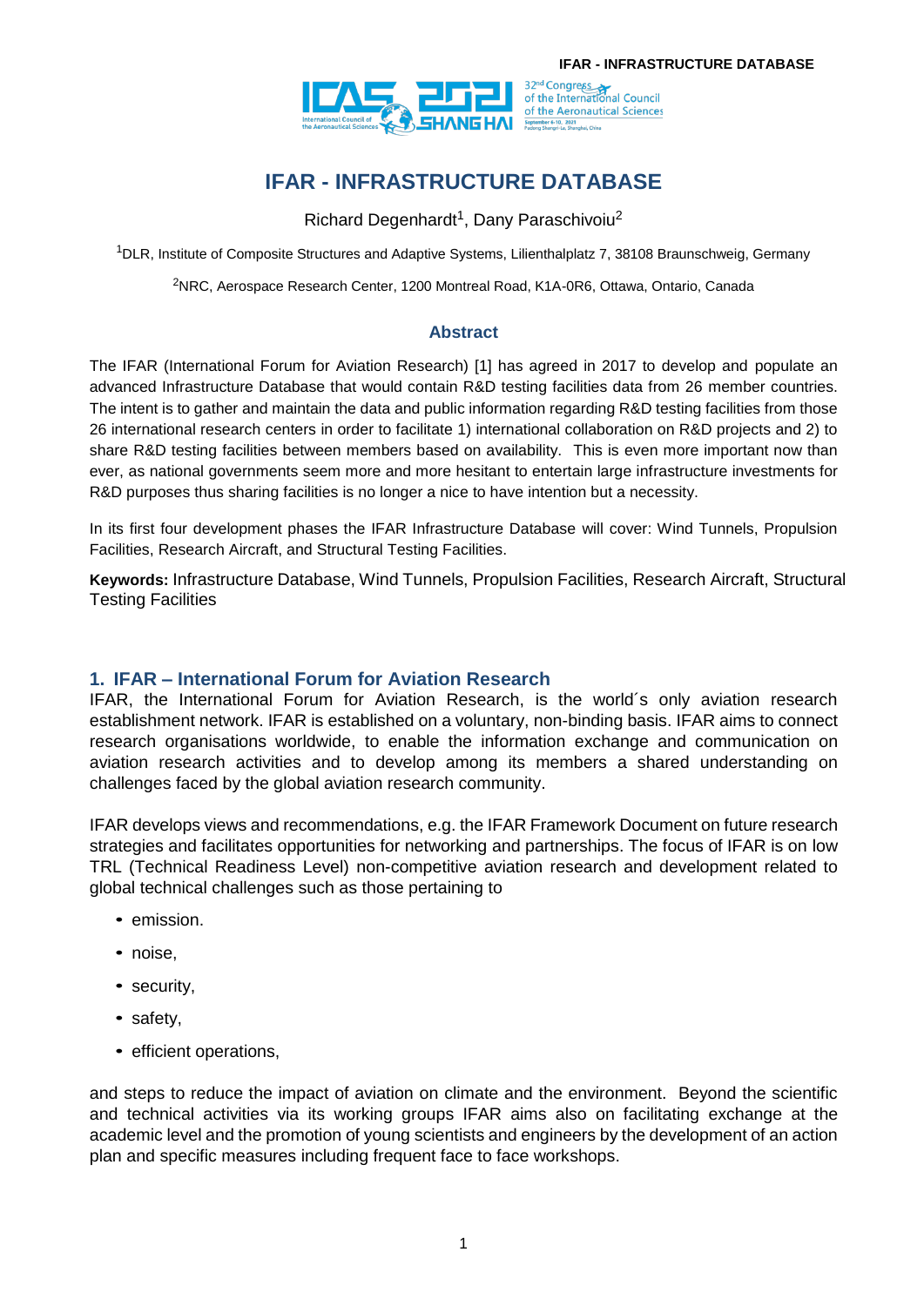# IFAR - INFRASTRUCTURE DATABASE

Richard Degenhardt[1], Dany Paraschivoiu[2]

[1]DLR, Institute of Composite Structures and Adaptive Systems, Lilienthalplatz 7, 38108 Braunschweig, Germany

[2]NRC, Aerospace Research Center, 1200 Montreal Road, K1A-0R6, Ottawa, Ontario, Canada

## Abstract

The IFAR (International Forum for Aviation Research) [1] has agreed in 2017 to develop and populate an advanced Infrastructure Database that would contain R&D testing facilities data from 26 member countries. The intent is to gather and maintain the data and public information regarding R&D testing facilities from those 26 international research centers in order to facilitate 1) international collaboration on R&D projects and 2) to share R&D testing facilities between members based on availability. This is even more important now than ever, as national governments seem more and more hesitant to entertain large infrastructure investments for R&D purposes thus sharing facilities is no longer a nice to have intention but a necessity.

In its first four development phases the IFAR Infrastructure Database will cover: Wind Tunnels, Propulsion Facilities, Research Aircraft, and Structural Testing Facilities.

**Keywords:** Infrastructure Database, Wind Tunnels, Propulsion Facilities, Research Aircraft, Structural Testing Facilities

## 1. IFAR – International Forum for Aviation Research

IFAR, the International Forum for Aviation Research, is the world´s only aviation research establishment network. IFAR is established on a voluntary, non-binding basis. IFAR aims to connect research organisations worldwide, to enable the information exchange and communication on aviation research activities and to develop among its members a shared understanding on challenges faced by the global aviation research community.

IFAR develops views and recommendations, e.g. the IFAR Framework Document on future research strategies and facilitates opportunities for networking and partnerships. The focus of IFAR is on low TRL (Technical Readiness Level) non-competitive aviation research and development related to global technical challenges such as those pertaining to

- emission.
- noise,
- security,
- safety,
- efficient operations,

and steps to reduce the impact of aviation on climate and the environment. Beyond the scientific and technical activities via its working groups IFAR aims also on facilitating exchange at the academic level and the promotion of young scientists and engineers by the development of an action plan and specific measures including frequent face to face workshops.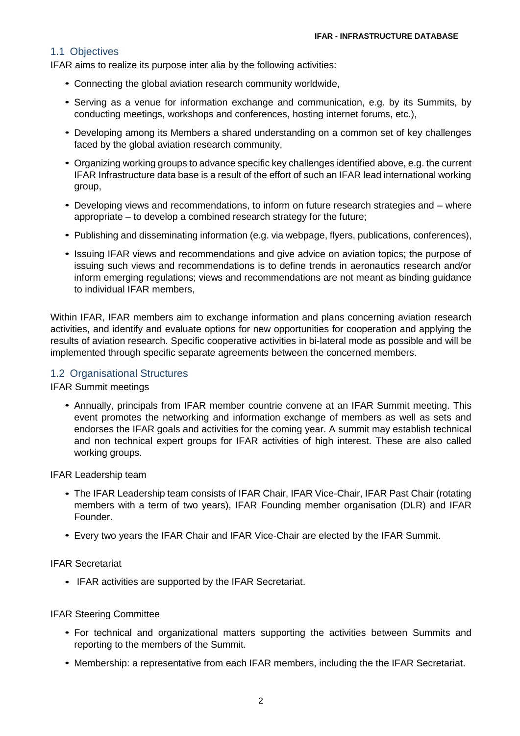## 1.1 Objectives

IFAR aims to realize its purpose inter alia by the following activities:

- Connecting the global aviation research community worldwide,
- Serving as a venue for information exchange and communication, e.g. by its Summits, by conducting meetings, workshops and conferences, hosting internet forums, etc.),
- Developing among its Members a shared understanding on a common set of key challenges faced by the global aviation research community,
- Organizing working groups to advance specific key challenges identified above, e.g. the current IFAR Infrastructure data base is a result of the effort of such an IFAR lead international working group,
- Developing views and recommendations, to inform on future research strategies and – where appropriate – to develop a combined research strategy for the future;
- Publishing and disseminating information (e.g. via webpage, flyers, publications, conferences),
- Issuing IFAR views and recommendations and give advice on aviation topics; the purpose of issuing such views and recommendations is to define trends in aeronautics research and/or inform emerging regulations; views and recommendations are not meant as binding guidance to individual IFAR members,

Within IFAR, IFAR members aim to exchange information and plans concerning aviation research activities, and identify and evaluate options for new opportunities for cooperation and applying the results of aviation research. Specific cooperative activities in bi-lateral mode as possible and will be implemented through specific separate agreements between the concerned members.

## 1.2 Organisational Structures

IFAR Summit meetings

- Annually, principals from IFAR member countrie convene at an IFAR Summit meeting. This event promotes the networking and information exchange of members as well as sets and endorses the IFAR goals and activities for the coming year. A summit may establish technical and non technical expert groups for IFAR activities of high interest. These are also called working groups.

IFAR Leadership team

- The IFAR Leadership team consists of IFAR Chair, IFAR Vice-Chair, IFAR Past Chair (rotating members with a term of two years), IFAR Founding member organisation (DLR) and IFAR Founder.
- Every two years the IFAR Chair and IFAR Vice-Chair are elected by the IFAR Summit.

IFAR Secretariat

- IFAR activities are supported by the IFAR Secretariat.

IFAR Steering Committee

- For technical and organizational matters supporting the activities between Summits and reporting to the members of the Summit.
- Membership: a representative from each IFAR members, including the the IFAR Secretariat.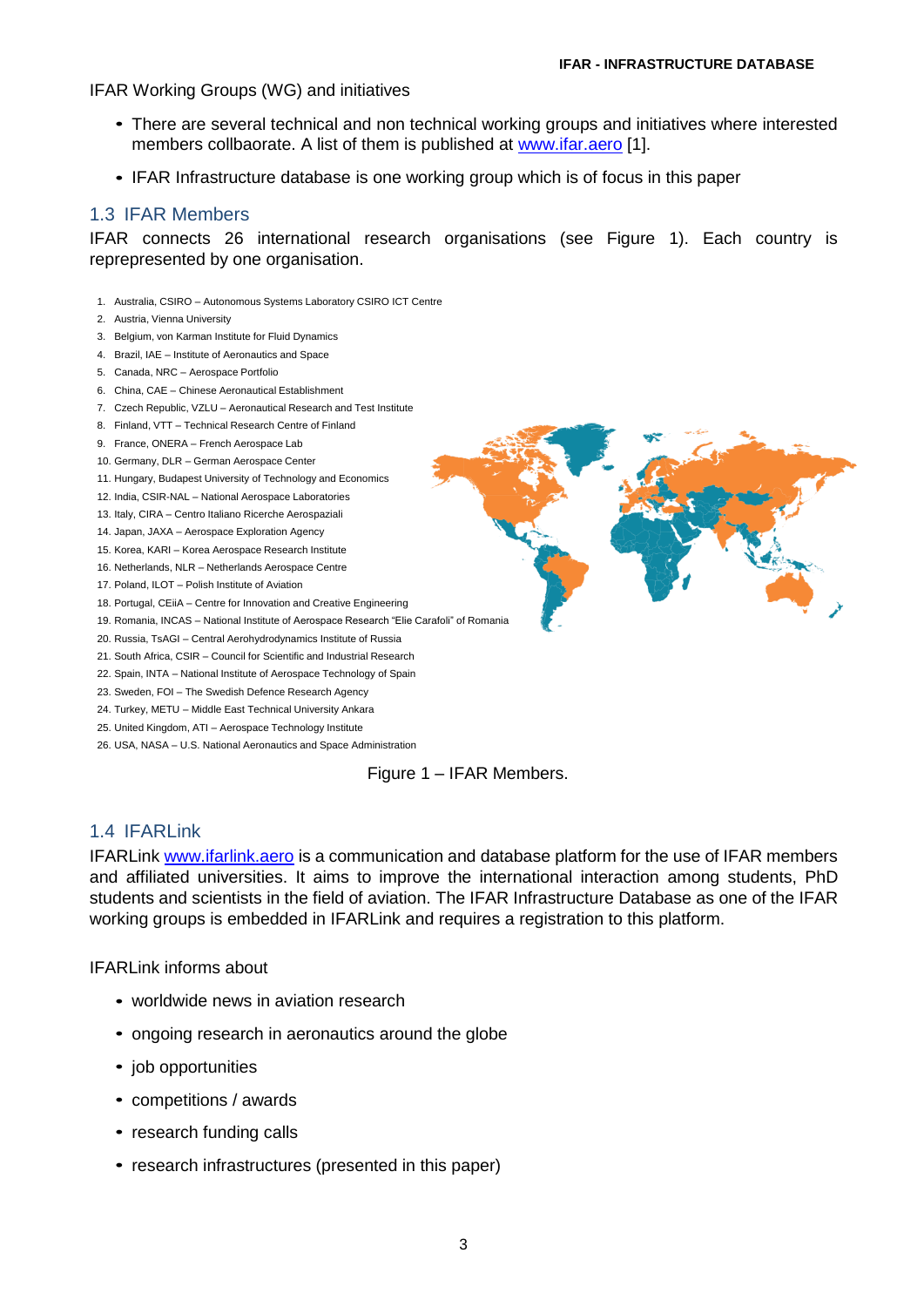IFAR Working Groups (WG) and initiatives

- There are several technical and non technical working groups and initiatives where interested members collbaorate. A list of them is published at www.ifar.aero [1].
- IFAR Infrastructure database is one working group which is of focus in this paper

## 1.3 IFAR Members

IFAR connects 26 international research organisations (see Figure 1). Each country is reprepresented by one organisation.

1. Australia, CSIRO – Autonomous Systems Laboratory CSIRO ICT Centre
2. Austria, Vienna University
3. Belgium, von Karman Institute for Fluid Dynamics
4. Brazil, IAE – Institute of Aeronautics and Space
5. Canada, NRC – Aerospace Portfolio
6. China, CAE – Chinese Aeronautical Establishment
7. Czech Republic, VZLU – Aeronautical Research and Test Institute
8. Finland, VTT – Technical Research Centre of Finland
9. France, ONERA – French Aerospace Lab
10. Germany, DLR – German Aerospace Center
11. Hungary, Budapest University of Technology and Economics
12. India, CSIR-NAL – National Aerospace Laboratories
13. Italy, CIRA – Centro Italiano Ricerche Aerospaziali
14. Japan, JAXA – Aerospace Exploration Agency
15. Korea, KARI – Korea Aerospace Research Institute
16. Netherlands, NLR – Netherlands Aerospace Centre
17. Poland, ILOT – Polish Institute of Aviation
18. Portugal, CEiiA – Centre for Innovation and Creative Engineering
19. Romania, INCAS – National Institute of Aerospace Research "Elie Carafoli" of Romania
20. Russia, TsAGI – Central Aerohydrodynamics Institute of Russia
21. South Africa, CSIR – Council for Scientific and Industrial Research
22. Spain, INTA – National Institute of Aerospace Technology of Spain
23. Sweden, FOI – The Swedish Defence Research Agency
24. Turkey, METU – Middle East Technical University Ankara
25. United Kingdom, ATI – Aerospace Technology Institute
26. USA, NASA – U.S. National Aeronautics and Space Administration

Figure 1 – IFAR Members.

## 1.4 IFARLink

IFARLink www.ifarlink.aero is a communication and database platform for the use of IFAR members and affiliated universities. It aims to improve the international interaction among students, PhD students and scientists in the field of aviation. The IFAR Infrastructure Database as one of the IFAR working groups is embedded in IFARLink and requires a registration to this platform.

IFARLink informs about

- worldwide news in aviation research
- ongoing research in aeronautics around the globe
- job opportunities
- competitions / awards
- research funding calls
- research infrastructures (presented in this paper)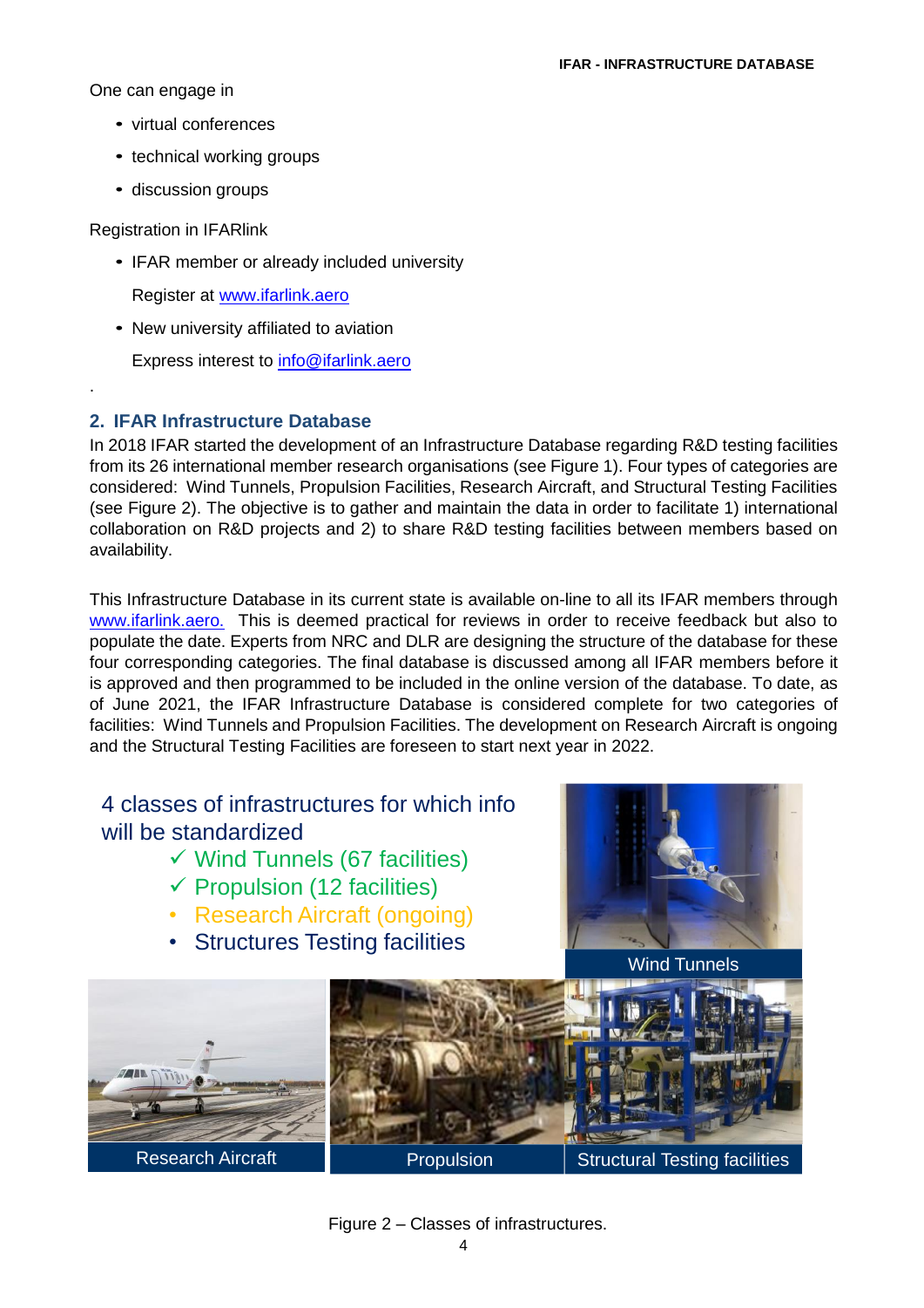One can engage in

- virtual conferences
- technical working groups
- discussion groups

Registration in IFARlink

- IFAR member or already included university

  Register at www.ifarlink.aero

- New university affiliated to aviation

  Express interest to info@ifarlink.aero

.

## 2. IFAR Infrastructure Database

In 2018 IFAR started the development of an Infrastructure Database regarding R&D testing facilities from its 26 international member research organisations (see Figure 1). Four types of categories are considered: Wind Tunnels, Propulsion Facilities, Research Aircraft, and Structural Testing Facilities (see Figure 2). The objective is to gather and maintain the data in order to facilitate 1) international collaboration on R&D projects and 2) to share R&D testing facilities between members based on availability.

This Infrastructure Database in its current state is available on-line to all its IFAR members through www.ifarlink.aero. This is deemed practical for reviews in order to receive feedback but also to populate the date. Experts from NRC and DLR are designing the structure of the database for these four corresponding categories. The final database is discussed among all IFAR members before it is approved and then programmed to be included in the online version of the database. To date, as of June 2021, the IFAR Infrastructure Database is considered complete for two categories of facilities: Wind Tunnels and Propulsion Facilities. The development on Research Aircraft is ongoing and the Structural Testing Facilities are foreseen to start next year in 2022.

4 classes of infrastructures for which info will be standardized

- ✓ Wind Tunnels (67 facilities)
- ✓ Propulsion (12 facilities)
- Research Aircraft (ongoing)
- Structures Testing facilities

Wind Tunnels

Research Aircraft

Propulsion

Structural Testing facilities

Figure 2 – Classes of infrastructures.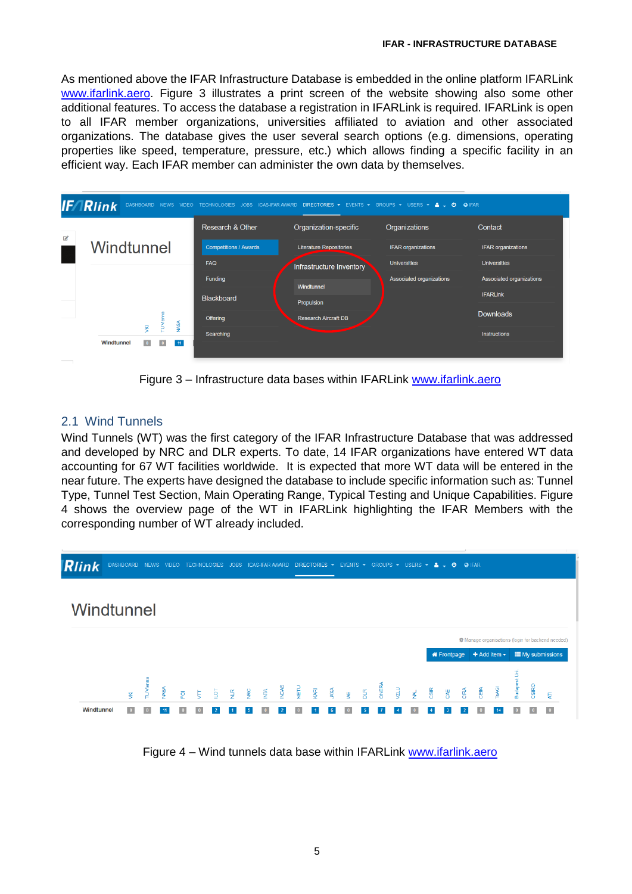As mentioned above the IFAR Infrastructure Database is embedded in the online platform IFARLink www.ifarlink.aero. Figure 3 illustrates a print screen of the website showing also some other additional features. To access the database a registration in IFARLink is required. IFARLink is open to all IFAR member organizations, universities affiliated to aviation and other associated organizations. The database gives the user several search options (e.g. dimensions, operating properties like speed, temperature, pressure, etc.) which allows finding a specific facility in an efficient way. Each IFAR member can administer the own data by themselves.

Figure 3 – Infrastructure data bases within IFARLink www.ifarlink.aero

## 2.1 Wind Tunnels

Wind Tunnels (WT) was the first category of the IFAR Infrastructure Database that was addressed and developed by NRC and DLR experts. To date, 14 IFAR organizations have entered WT data accounting for 67 WT facilities worldwide. It is expected that more WT data will be entered in the near future. The experts have designed the database to include specific information such as: Tunnel Type, Tunnel Test Section, Main Operating Range, Typical Testing and Unique Capabilities. Figure 4 shows the overview page of the WT in IFARLink highlighting the IFAR Members with the corresponding number of WT already included.

Figure 4 – Wind tunnels data base within IFARLink www.ifarlink.aero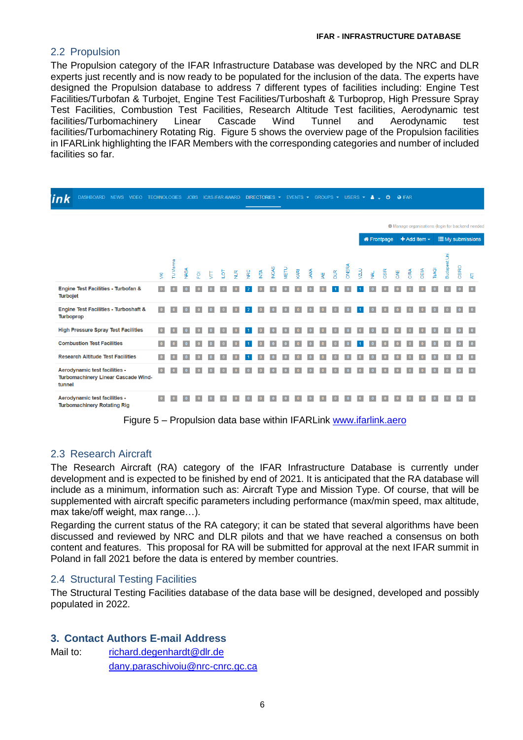## 2.2 Propulsion

The Propulsion category of the IFAR Infrastructure Database was developed by the NRC and DLR experts just recently and is now ready to be populated for the inclusion of the data. The experts have designed the Propulsion database to address 7 different types of facilities including: Engine Test Facilities/Turbofan & Turbojet, Engine Test Facilities/Turboshaft & Turboprop, High Pressure Spray Test Facilities, Combustion Test Facilities, Research Altitude Test facilities, Aerodynamic test facilities/Turbomachinery Linear Cascade Wind Tunnel and Aerodynamic test facilities/Turbomachinery Rotating Rig. Figure 5 shows the overview page of the Propulsion facilities in IFARLink highlighting the IFAR Members with the corresponding categories and number of included facilities so far.

| | VKI | TU Vienna | NASA | FOI | VTT | ILOT | NLR | NRC | INTA | INCAS | METU | KARI | JAXA | IAE | DLR | ONERA | VZLU | NAL | CSIR | CAE | CIRA | CEIA | TsAGI | Budapest Uni. | CSIRO | ATI |
|---|---|---|---|---|---|---|---|---|---|---|---|---|---|---|---|---|---|---|---|---|---|---|---|---|---|---|
| Engine Test Facilities - Turbofan & Turbojet | 0 | 0 | 0 | 0 | 0 | 0 | 0 | 2 | 0 | 0 | 0 | 0 | 0 | 0 | 1 | 0 | 1 | 0 | 0 | 0 | 0 | 0 | 0 | 0 | 0 | 0 |
| Engine Test Facilities - Turboshaft & Turboprop | 0 | 0 | 0 | 0 | 0 | 0 | 0 | 2 | 0 | 0 | 0 | 0 | 0 | 0 | 0 | 0 | 1 | 0 | 0 | 0 | 0 | 0 | 0 | 0 | 0 | 0 |
| High Pressure Spray Test Facilities | 0 | 0 | 0 | 0 | 0 | 0 | 0 | 1 | 0 | 0 | 0 | 0 | 0 | 0 | 0 | 0 | 0 | 0 | 0 | 0 | 0 | 0 | 0 | 0 | 0 | 0 |
| Combustion Test Facilities | 0 | 0 | 0 | 0 | 0 | 0 | 0 | 1 | 0 | 0 | 0 | 0 | 0 | 0 | 0 | 0 | 1 | 0 | 0 | 0 | 0 | 0 | 0 | 0 | 0 | 0 |
| Research Altitude Test Facilities | 0 | 0 | 0 | 0 | 0 | 0 | 0 | 1 | 0 | 0 | 0 | 0 | 0 | 0 | 0 | 0 | 0 | 0 | 0 | 0 | 0 | 0 | 0 | 0 | 0 | 0 |
| Aerodynamic test facilities - Turbomachinery Linear Cascade Wind-tunnel | 0 | 0 | 0 | 0 | 0 | 0 | 0 | 0 | 0 | 0 | 0 | 0 | 0 | 0 | 0 | 0 | 0 | 0 | 0 | 0 | 0 | 0 | 0 | 0 | 0 | 0 |
| Aerodynamic test facilities - Turbomachinery Rotating Rig | 0 | 0 | 0 | 0 | 0 | 0 | 0 | 0 | 0 | 0 | 0 | 0 | 0 | 0 | 0 | 0 | 0 | 0 | 0 | 0 | 0 | 0 | 0 | 0 | 0 | 0 |

Figure 5 – Propulsion data base within IFARLink www.ifarlink.aero

## 2.3 Research Aircraft

The Research Aircraft (RA) category of the IFAR Infrastructure Database is currently under development and is expected to be finished by end of 2021. It is anticipated that the RA database will include as a minimum, information such as: Aircraft Type and Mission Type. Of course, that will be supplemented with aircraft specific parameters including performance (max/min speed, max altitude, max take/off weight, max range…).

Regarding the current status of the RA category; it can be stated that several algorithms have been discussed and reviewed by NRC and DLR pilots and that we have reached a consensus on both content and features. This proposal for RA will be submitted for approval at the next IFAR summit in Poland in fall 2021 before the data is entered by member countries.

## 2.4 Structural Testing Facilities

The Structural Testing Facilities database of the data base will be designed, developed and possibly populated in 2022.

# 3. Contact Authors E-mail Address

Mail to: richard.degenhardt@dlr.de

dany.paraschivoiu@nrc-cnrc.gc.ca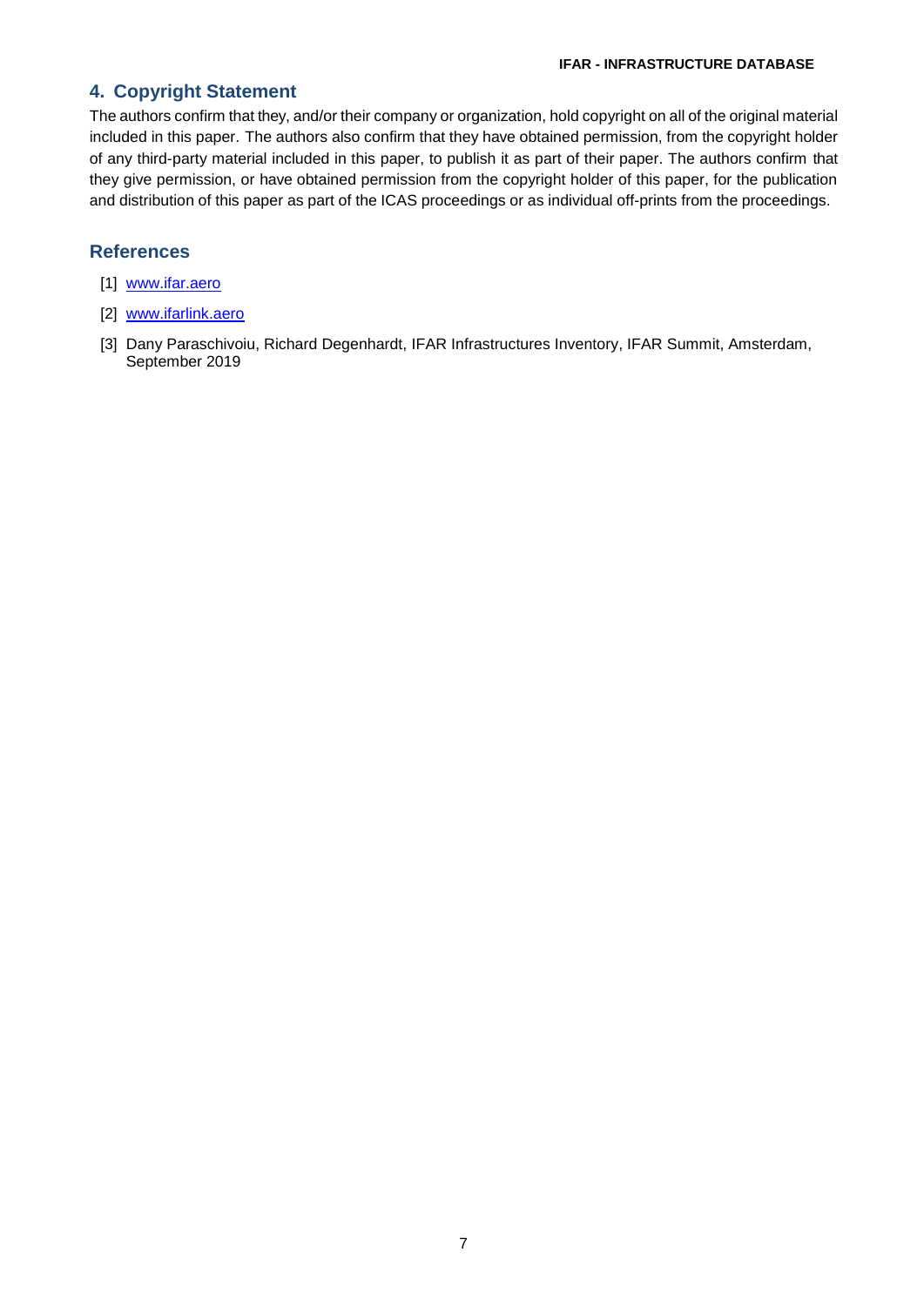## 4. Copyright Statement

The authors confirm that they, and/or their company or organization, hold copyright on all of the original material included in this paper. The authors also confirm that they have obtained permission, from the copyright holder of any third-party material included in this paper, to publish it as part of their paper. The authors confirm that they give permission, or have obtained permission from the copyright holder of this paper, for the publication and distribution of this paper as part of the ICAS proceedings or as individual off-prints from the proceedings.

## References

[1] www.ifar.aero

[2] www.ifarlink.aero

[3] Dany Paraschivoiu, Richard Degenhardt, IFAR Infrastructures Inventory, IFAR Summit, Amsterdam, September 2019